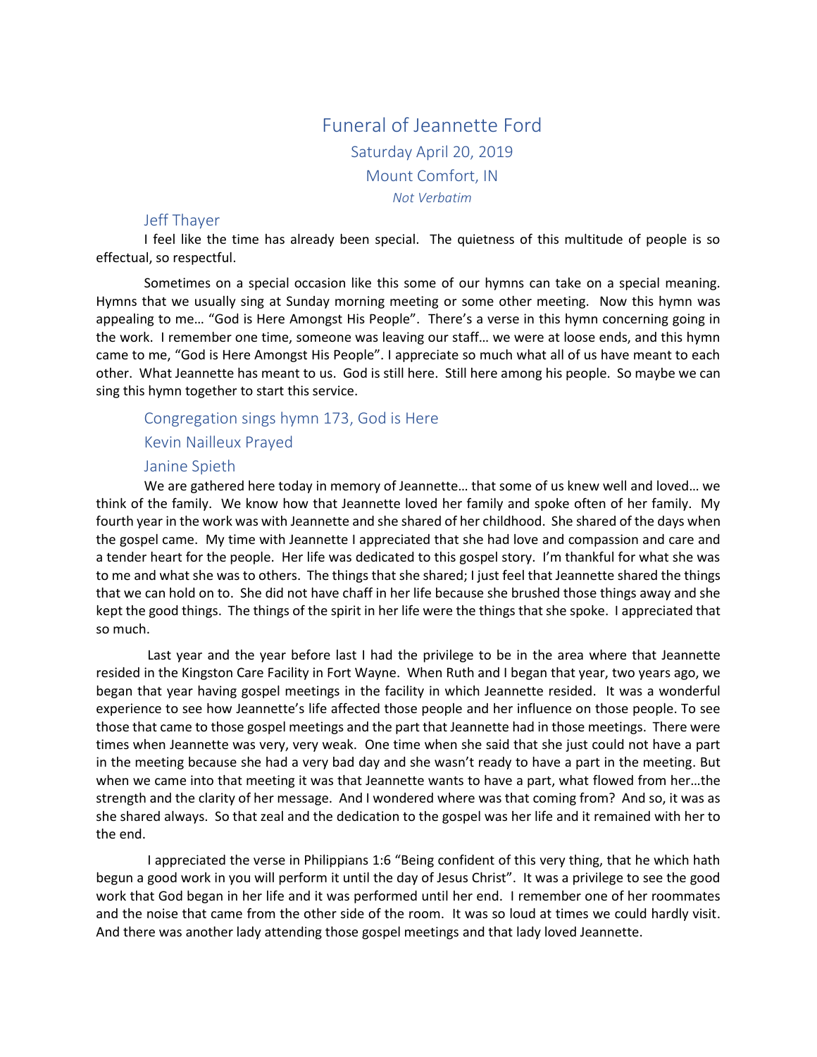# Funeral of Jeannette Ford

## Saturday April 20, 2019

## Mount Comfort, IN

*Not Verbatim*

### Jeff Thayer

I feel like the time has already been special. The quietness of this multitude of people is so effectual, so respectful.

Sometimes on a special occasion like this some of our hymns can take on a special meaning. Hymns that we usually sing at Sunday morning meeting or some other meeting. Now this hymn was appealing to me… "God is Here Amongst His People". There's a verse in this hymn concerning going in the work. I remember one time, someone was leaving our staff… we were at loose ends, and this hymn came to me, "God is Here Amongst His People". I appreciate so much what all of us have meant to each other. What Jeannette has meant to us. God is still here. Still here among his people. So maybe we can sing this hymn together to start this service.

### Congregation sings hymn 173, God is Here

### Kevin Nailleux Prayed

### Janine Spieth

We are gathered here today in memory of Jeannette… that some of us knew well and loved… we think of the family. We know how that Jeannette loved her family and spoke often of her family. My fourth year in the work was with Jeannette and she shared of her childhood. She shared of the days when the gospel came. My time with Jeannette I appreciated that she had love and compassion and care and a tender heart for the people. Her life was dedicated to this gospel story. I'm thankful for what she was to me and what she was to others. The things that she shared; I just feel that Jeannette shared the things that we can hold on to. She did not have chaff in her life because she brushed those things away and she kept the good things. The things of the spirit in her life were the things that she spoke. I appreciated that so much.

Last year and the year before last I had the privilege to be in the area where that Jeannette resided in the Kingston Care Facility in Fort Wayne. When Ruth and I began that year, two years ago, we began that year having gospel meetings in the facility in which Jeannette resided. It was a wonderful experience to see how Jeannette's life affected those people and her influence on those people. To see those that came to those gospel meetings and the part that Jeannette had in those meetings. There were times when Jeannette was very, very weak. One time when she said that she just could not have a part in the meeting because she had a very bad day and she wasn't ready to have a part in the meeting. But when we came into that meeting it was that Jeannette wants to have a part, what flowed from her…the strength and the clarity of her message. And I wondered where was that coming from? And so, it was as she shared always. So that zeal and the dedication to the gospel was her life and it remained with her to the end.

I appreciated the verse in Philippians 1:6 "Being confident of this very thing, that he which hath begun a good work in you will perform it until the day of Jesus Christ". It was a privilege to see the good work that God began in her life and it was performed until her end. I remember one of her roommates and the noise that came from the other side of the room. It was so loud at times we could hardly visit. And there was another lady attending those gospel meetings and that lady loved Jeannette.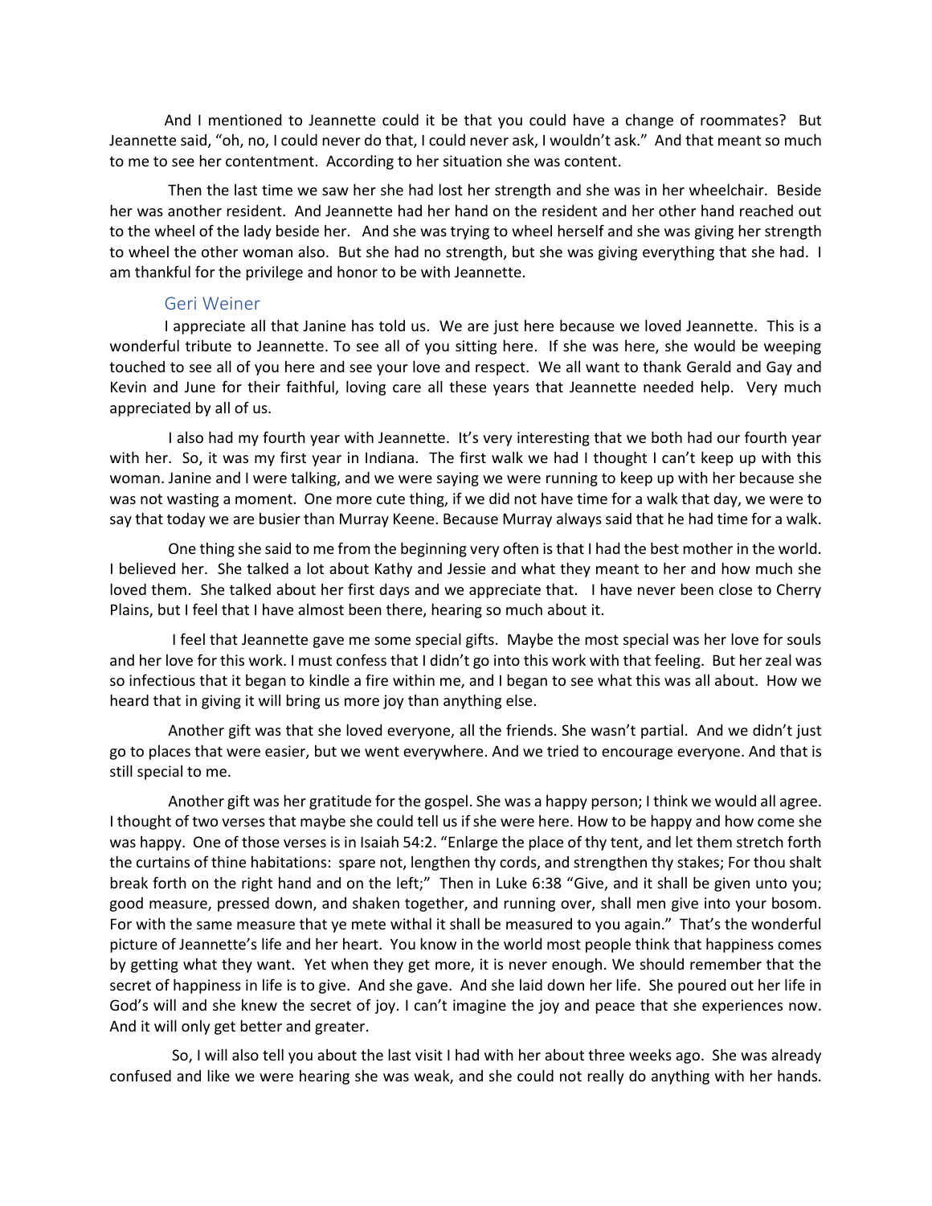And I mentioned to Jeannette could it be that you could have a change of roommates? But Jeannette said, "oh, no, I could never do that, I could never ask, I wouldn't ask." And that meant so much to me to see her contentment. According to her situation she was content.

Then the last time we saw her she had lost her strength and she was in her wheelchair. Beside her was another resident. And Jeannette had her hand on the resident and her other hand reached out to the wheel of the lady beside her. And she was trying to wheel herself and she was giving her strength to wheel the other woman also. But she had no strength, but she was giving everything that she had. I am thankful for the privilege and honor to be with Jeannette.

### Geri Weiner

I appreciate all that Janine has told us. We are just here because we loved Jeannette. This is a wonderful tribute to Jeannette. To see all of you sitting here. If she was here, she would be weeping touched to see all of you here and see your love and respect. We all want to thank Gerald and Gay and Kevin and June for their faithful, loving care all these years that Jeannette needed help. Very much appreciated by all of us.

I also had my fourth year with Jeannette. It's very interesting that we both had our fourth year with her. So, it was my first year in Indiana. The first walk we had I thought I can't keep up with this woman. Janine and I were talking, and we were saying we were running to keep up with her because she was not wasting a moment. One more cute thing, if we did not have time for a walk that day, we were to say that today we are busier than Murray Keene. Because Murray always said that he had time for a walk.

One thing she said to me from the beginning very often is that I had the best mother in the world. I believed her. She talked a lot about Kathy and Jessie and what they meant to her and how much she loved them. She talked about her first days and we appreciate that. I have never been close to Cherry Plains, but I feel that I have almost been there, hearing so much about it.

I feel that Jeannette gave me some special gifts. Maybe the most special was her love for souls and her love for this work. I must confess that I didn't go into this work with that feeling. But her zeal was so infectious that it began to kindle a fire within me, and I began to see what this was all about. How we heard that in giving it will bring us more joy than anything else.

Another gift was that she loved everyone, all the friends. She wasn't partial. And we didn't just go to places that were easier, but we went everywhere. And we tried to encourage everyone. And that is still special to me.

Another gift was her gratitude for the gospel. She was a happy person; I think we would all agree. I thought of two verses that maybe she could tell us if she were here. How to be happy and how come she was happy. One of those verses is in Isaiah 54:2. "Enlarge the place of thy tent, and let them stretch forth the curtains of thine habitations: spare not, lengthen thy cords, and strengthen thy stakes; For thou shalt break forth on the right hand and on the left;" Then in Luke 6:38 "Give, and it shall be given unto you; good measure, pressed down, and shaken together, and running over, shall men give into your bosom. For with the same measure that ye mete withal it shall be measured to you again." That's the wonderful picture of Jeannette's life and her heart. You know in the world most people think that happiness comes by getting what they want. Yet when they get more, it is never enough. We should remember that the secret of happiness in life is to give. And she gave. And she laid down her life. She poured out her life in God's will and she knew the secret of joy. I can't imagine the joy and peace that she experiences now. And it will only get better and greater.

So, I will also tell you about the last visit I had with her about three weeks ago. She was already confused and like we were hearing she was weak, and she could not really do anything with her hands.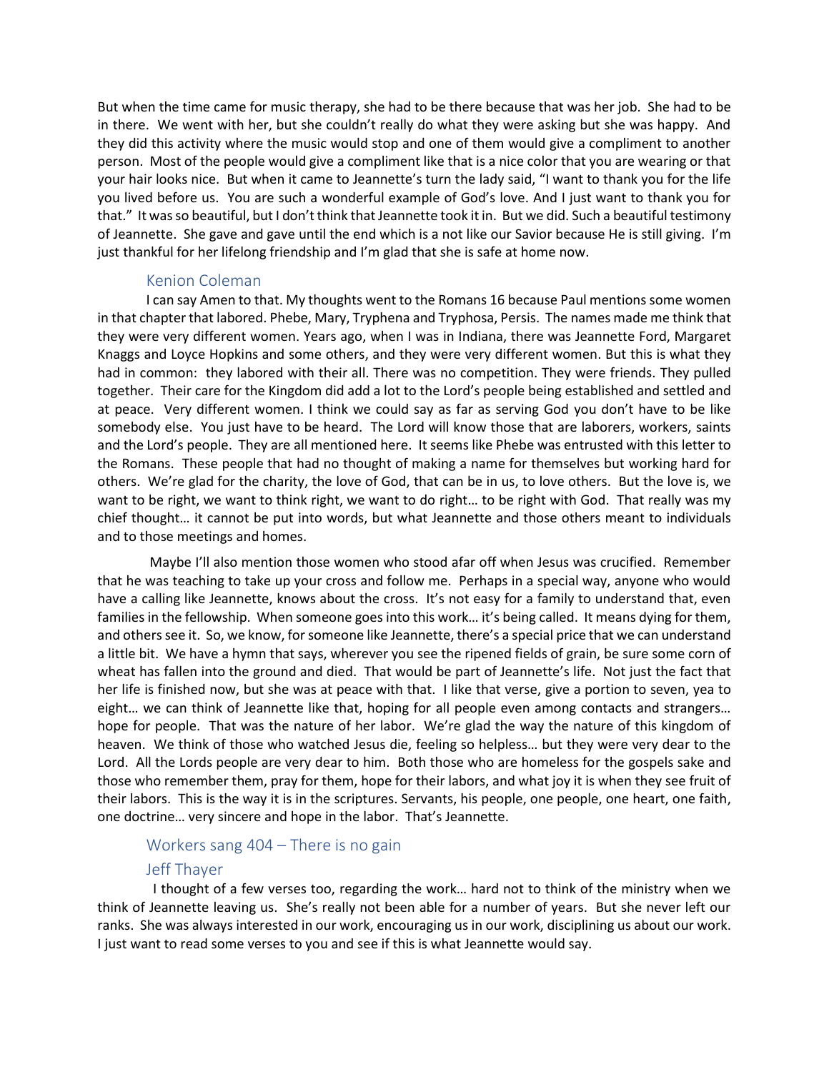But when the time came for music therapy, she had to be there because that was her job. She had to be in there. We went with her, but she couldn't really do what they were asking but she was happy. And they did this activity where the music would stop and one of them would give a compliment to another person. Most of the people would give a compliment like that is a nice color that you are wearing or that your hair looks nice. But when it came to Jeannette's turn the lady said, "I want to thank you for the life you lived before us. You are such a wonderful example of God's love. And I just want to thank you for that." It was so beautiful, but I don't think that Jeannette took it in. But we did. Such a beautiful testimony of Jeannette. She gave and gave until the end which is a not like our Savior because He is still giving. I'm just thankful for her lifelong friendship and I'm glad that she is safe at home now.

## Kenion Coleman

I can say Amen to that. My thoughts went to the Romans 16 because Paul mentions some women in that chapter that labored. Phebe, Mary, Tryphena and Tryphosa, Persis. The names made me think that they were very different women. Years ago, when I was in Indiana, there was Jeannette Ford, Margaret Knaggs and Loyce Hopkins and some others, and they were very different women. But this is what they had in common: they labored with their all. There was no competition. They were friends. They pulled together. Their care for the Kingdom did add a lot to the Lord's people being established and settled and at peace. Very different women. I think we could say as far as serving God you don't have to be like somebody else. You just have to be heard. The Lord will know those that are laborers, workers, saints and the Lord's people. They are all mentioned here. It seems like Phebe was entrusted with this letter to the Romans. These people that had no thought of making a name for themselves but working hard for others. We're glad for the charity, the love of God, that can be in us, to love others. But the love is, we want to be right, we want to think right, we want to do right… to be right with God. That really was my chief thought… it cannot be put into words, but what Jeannette and those others meant to individuals and to those meetings and homes.

Maybe I'll also mention those women who stood afar off when Jesus was crucified. Remember that he was teaching to take up your cross and follow me. Perhaps in a special way, anyone who would have a calling like Jeannette, knows about the cross. It's not easy for a family to understand that, even families in the fellowship. When someone goes into this work… it's being called. It means dying for them, and others see it. So, we know, for someone like Jeannette, there's a special price that we can understand a little bit. We have a hymn that says, wherever you see the ripened fields of grain, be sure some corn of wheat has fallen into the ground and died. That would be part of Jeannette's life. Not just the fact that her life is finished now, but she was at peace with that. I like that verse, give a portion to seven, yea to eight… we can think of Jeannette like that, hoping for all people even among contacts and strangers… hope for people. That was the nature of her labor. We're glad the way the nature of this kingdom of heaven. We think of those who watched Jesus die, feeling so helpless… but they were very dear to the Lord. All the Lords people are very dear to him. Both those who are homeless for the gospels sake and those who remember them, pray for them, hope for their labors, and what joy it is when they see fruit of their labors. This is the way it is in the scriptures. Servants, his people, one people, one heart, one faith, one doctrine… very sincere and hope in the labor. That's Jeannette.

## Workers sang 404 – There is no gain

## Jeff Thayer

I thought of a few verses too, regarding the work… hard not to think of the ministry when we think of Jeannette leaving us. She's really not been able for a number of years. But she never left our ranks. She was always interested in our work, encouraging us in our work, disciplining us about our work. I just want to read some verses to you and see if this is what Jeannette would say.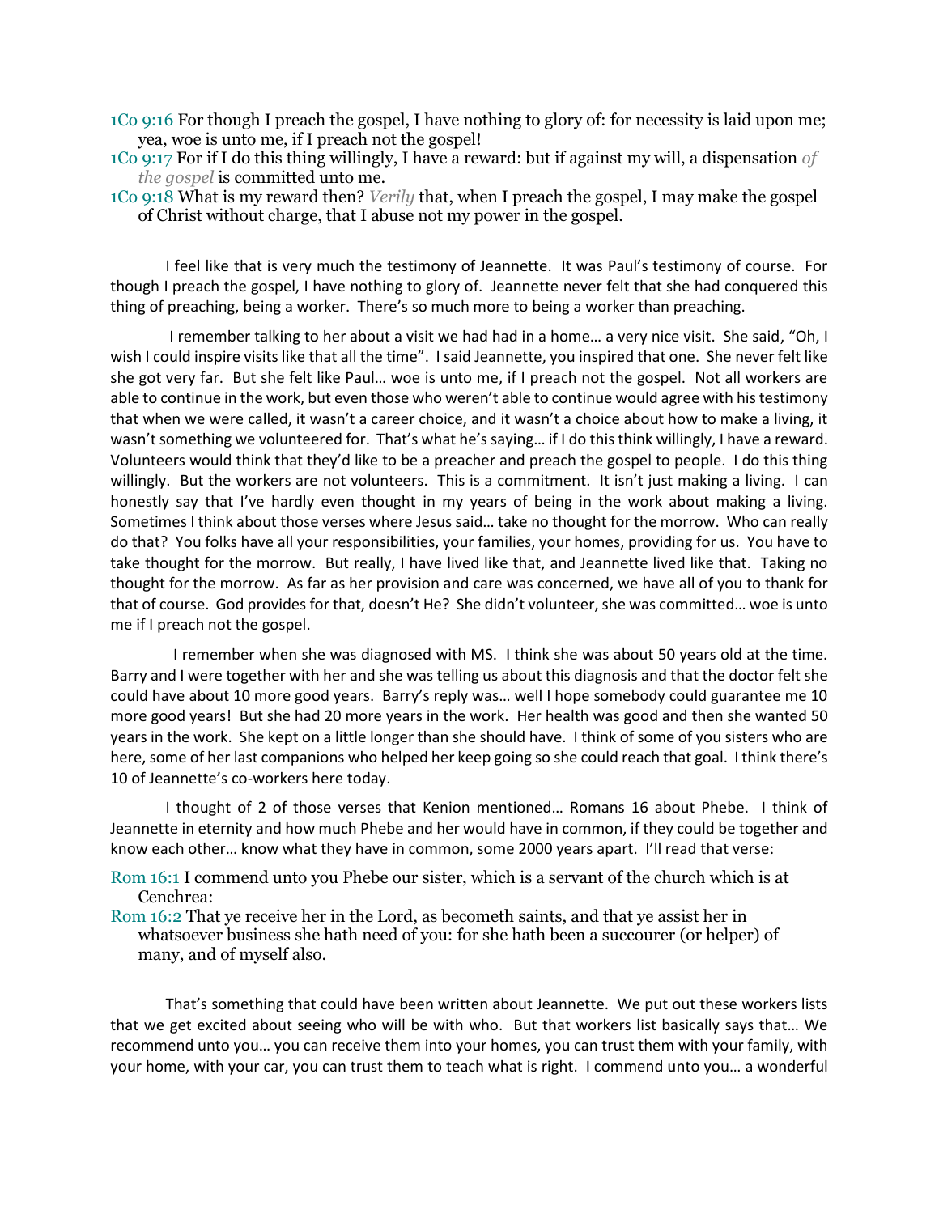1Co 9:16 For though I preach the gospel, I have nothing to glory of: for necessity is laid upon me; yea, woe is unto me, if I preach not the gospel!
1Co 9:17 For if I do this thing willingly, I have a reward: but if against my will, a dispensation *of the gospel* is committed unto me.
1Co 9:18 What is my reward then? *Verily* that, when I preach the gospel, I may make the gospel of Christ without charge, that I abuse not my power in the gospel.

I feel like that is very much the testimony of Jeannette. It was Paul's testimony of course. For though I preach the gospel, I have nothing to glory of. Jeannette never felt that she had conquered this thing of preaching, being a worker. There's so much more to being a worker than preaching.

I remember talking to her about a visit we had had in a home… a very nice visit. She said, "Oh, I wish I could inspire visits like that all the time". I said Jeannette, you inspired that one. She never felt like she got very far. But she felt like Paul… woe is unto me, if I preach not the gospel. Not all workers are able to continue in the work, but even those who weren't able to continue would agree with his testimony that when we were called, it wasn't a career choice, and it wasn't a choice about how to make a living, it wasn't something we volunteered for. That's what he's saying… if I do this think willingly, I have a reward. Volunteers would think that they'd like to be a preacher and preach the gospel to people. I do this thing willingly. But the workers are not volunteers. This is a commitment. It isn't just making a living. I can honestly say that I've hardly even thought in my years of being in the work about making a living. Sometimes I think about those verses where Jesus said… take no thought for the morrow. Who can really do that? You folks have all your responsibilities, your families, your homes, providing for us. You have to take thought for the morrow. But really, I have lived like that, and Jeannette lived like that. Taking no thought for the morrow. As far as her provision and care was concerned, we have all of you to thank for that of course. God provides for that, doesn't He? She didn't volunteer, she was committed… woe is unto me if I preach not the gospel.

I remember when she was diagnosed with MS. I think she was about 50 years old at the time. Barry and I were together with her and she was telling us about this diagnosis and that the doctor felt she could have about 10 more good years. Barry's reply was… well I hope somebody could guarantee me 10 more good years! But she had 20 more years in the work. Her health was good and then she wanted 50 years in the work. She kept on a little longer than she should have. I think of some of you sisters who are here, some of her last companions who helped her keep going so she could reach that goal. I think there's 10 of Jeannette's co-workers here today.

I thought of 2 of those verses that Kenion mentioned… Romans 16 about Phebe. I think of Jeannette in eternity and how much Phebe and her would have in common, if they could be together and know each other… know what they have in common, some 2000 years apart. I'll read that verse:

Rom 16:1 I commend unto you Phebe our sister, which is a servant of the church which is at Cenchrea:
Rom 16:2 That ye receive her in the Lord, as becometh saints, and that ye assist her in whatsoever business she hath need of you: for she hath been a succourer (or helper) of many, and of myself also.

That's something that could have been written about Jeannette. We put out these workers lists that we get excited about seeing who will be with who. But that workers list basically says that… We recommend unto you… you can receive them into your homes, you can trust them with your family, with your home, with your car, you can trust them to teach what is right. I commend unto you… a wonderful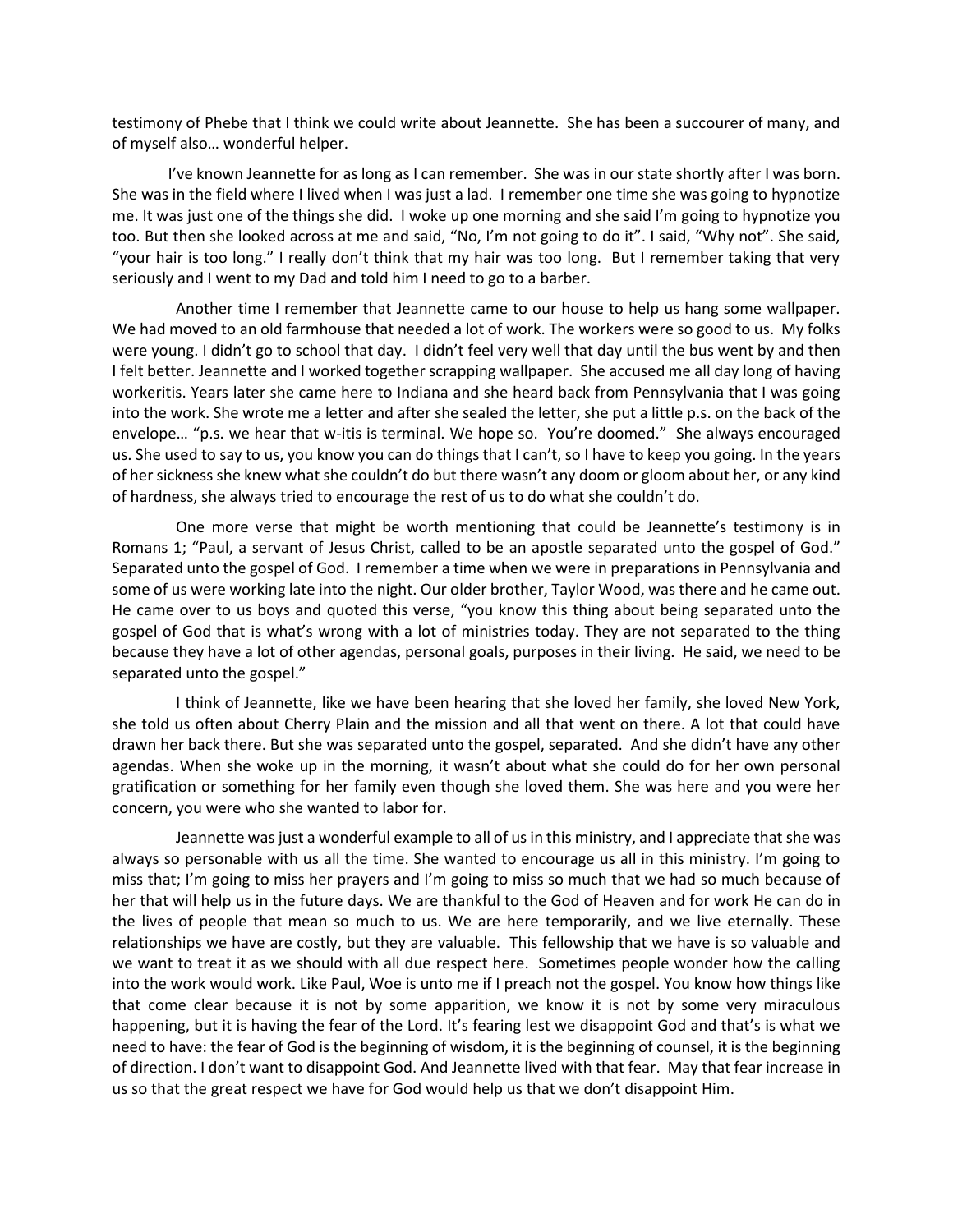testimony of Phebe that I think we could write about Jeannette. She has been a succourer of many, and of myself also… wonderful helper.

I've known Jeannette for as long as I can remember. She was in our state shortly after I was born. She was in the field where I lived when I was just a lad. I remember one time she was going to hypnotize me. It was just one of the things she did. I woke up one morning and she said I'm going to hypnotize you too. But then she looked across at me and said, "No, I'm not going to do it". I said, "Why not". She said, "your hair is too long." I really don't think that my hair was too long. But I remember taking that very seriously and I went to my Dad and told him I need to go to a barber.

Another time I remember that Jeannette came to our house to help us hang some wallpaper. We had moved to an old farmhouse that needed a lot of work. The workers were so good to us. My folks were young. I didn't go to school that day. I didn't feel very well that day until the bus went by and then I felt better. Jeannette and I worked together scrapping wallpaper. She accused me all day long of having workeritis. Years later she came here to Indiana and she heard back from Pennsylvania that I was going into the work. She wrote me a letter and after she sealed the letter, she put a little p.s. on the back of the envelope… "p.s. we hear that w-itis is terminal. We hope so. You're doomed." She always encouraged us. She used to say to us, you know you can do things that I can't, so I have to keep you going. In the years of her sickness she knew what she couldn't do but there wasn't any doom or gloom about her, or any kind of hardness, she always tried to encourage the rest of us to do what she couldn't do.

One more verse that might be worth mentioning that could be Jeannette's testimony is in Romans 1; "Paul, a servant of Jesus Christ, called to be an apostle separated unto the gospel of God." Separated unto the gospel of God. I remember a time when we were in preparations in Pennsylvania and some of us were working late into the night. Our older brother, Taylor Wood, was there and he came out. He came over to us boys and quoted this verse, "you know this thing about being separated unto the gospel of God that is what's wrong with a lot of ministries today. They are not separated to the thing because they have a lot of other agendas, personal goals, purposes in their living. He said, we need to be separated unto the gospel."

I think of Jeannette, like we have been hearing that she loved her family, she loved New York, she told us often about Cherry Plain and the mission and all that went on there. A lot that could have drawn her back there. But she was separated unto the gospel, separated. And she didn't have any other agendas. When she woke up in the morning, it wasn't about what she could do for her own personal gratification or something for her family even though she loved them. She was here and you were her concern, you were who she wanted to labor for.

Jeannette was just a wonderful example to all of us in this ministry, and I appreciate that she was always so personable with us all the time. She wanted to encourage us all in this ministry. I'm going to miss that; I'm going to miss her prayers and I'm going to miss so much that we had so much because of her that will help us in the future days. We are thankful to the God of Heaven and for work He can do in the lives of people that mean so much to us. We are here temporarily, and we live eternally. These relationships we have are costly, but they are valuable. This fellowship that we have is so valuable and we want to treat it as we should with all due respect here. Sometimes people wonder how the calling into the work would work. Like Paul, Woe is unto me if I preach not the gospel. You know how things like that come clear because it is not by some apparition, we know it is not by some very miraculous happening, but it is having the fear of the Lord. It's fearing lest we disappoint God and that's is what we need to have: the fear of God is the beginning of wisdom, it is the beginning of counsel, it is the beginning of direction. I don't want to disappoint God. And Jeannette lived with that fear. May that fear increase in us so that the great respect we have for God would help us that we don't disappoint Him.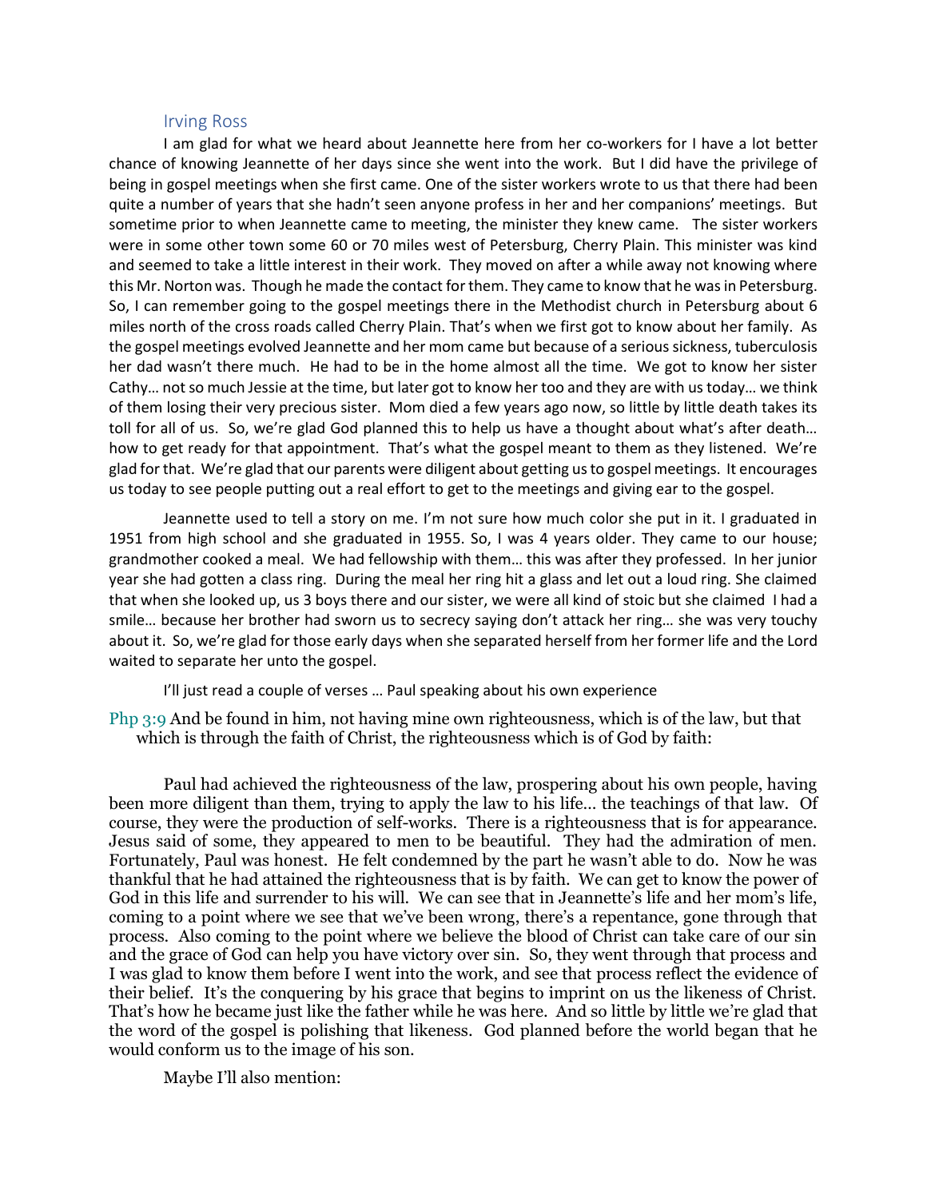### Irving Ross

I am glad for what we heard about Jeannette here from her co-workers for I have a lot better chance of knowing Jeannette of her days since she went into the work. But I did have the privilege of being in gospel meetings when she first came. One of the sister workers wrote to us that there had been quite a number of years that she hadn't seen anyone profess in her and her companions' meetings. But sometime prior to when Jeannette came to meeting, the minister they knew came. The sister workers were in some other town some 60 or 70 miles west of Petersburg, Cherry Plain. This minister was kind and seemed to take a little interest in their work. They moved on after a while away not knowing where this Mr. Norton was. Though he made the contact for them. They came to know that he was in Petersburg. So, I can remember going to the gospel meetings there in the Methodist church in Petersburg about 6 miles north of the cross roads called Cherry Plain. That's when we first got to know about her family. As the gospel meetings evolved Jeannette and her mom came but because of a serious sickness, tuberculosis her dad wasn't there much. He had to be in the home almost all the time. We got to know her sister Cathy… not so much Jessie at the time, but later got to know her too and they are with us today… we think of them losing their very precious sister. Mom died a few years ago now, so little by little death takes its toll for all of us. So, we're glad God planned this to help us have a thought about what's after death… how to get ready for that appointment. That's what the gospel meant to them as they listened. We're glad for that. We're glad that our parents were diligent about getting us to gospel meetings. It encourages us today to see people putting out a real effort to get to the meetings and giving ear to the gospel.

Jeannette used to tell a story on me. I'm not sure how much color she put in it. I graduated in 1951 from high school and she graduated in 1955. So, I was 4 years older. They came to our house; grandmother cooked a meal. We had fellowship with them… this was after they professed. In her junior year she had gotten a class ring. During the meal her ring hit a glass and let out a loud ring. She claimed that when she looked up, us 3 boys there and our sister, we were all kind of stoic but she claimed I had a smile… because her brother had sworn us to secrecy saying don't attack her ring… she was very touchy about it. So, we're glad for those early days when she separated herself from her former life and the Lord waited to separate her unto the gospel.

I'll just read a couple of verses … Paul speaking about his own experience

Php 3:9 And be found in him, not having mine own righteousness, which is of the law, but that which is through the faith of Christ, the righteousness which is of God by faith:

Paul had achieved the righteousness of the law, prospering about his own people, having been more diligent than them, trying to apply the law to his life… the teachings of that law. Of course, they were the production of self-works. There is a righteousness that is for appearance. Jesus said of some, they appeared to men to be beautiful. They had the admiration of men. Fortunately, Paul was honest. He felt condemned by the part he wasn't able to do. Now he was thankful that he had attained the righteousness that is by faith. We can get to know the power of God in this life and surrender to his will. We can see that in Jeannette's life and her mom's life, coming to a point where we see that we've been wrong, there's a repentance, gone through that process. Also coming to the point where we believe the blood of Christ can take care of our sin and the grace of God can help you have victory over sin. So, they went through that process and I was glad to know them before I went into the work, and see that process reflect the evidence of their belief. It's the conquering by his grace that begins to imprint on us the likeness of Christ. That's how he became just like the father while he was here. And so little by little we're glad that the word of the gospel is polishing that likeness. God planned before the world began that he would conform us to the image of his son.

Maybe I'll also mention: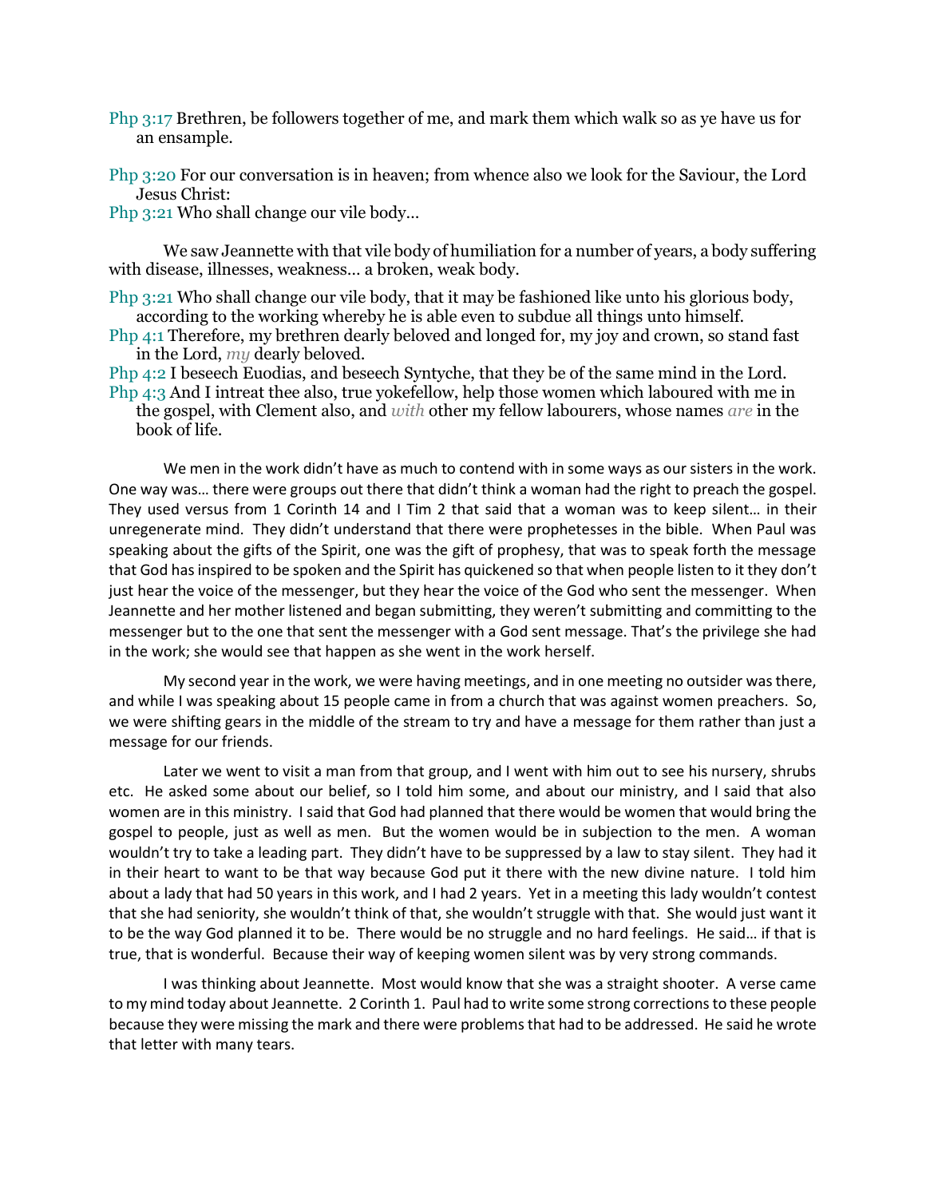Php 3:17 Brethren, be followers together of me, and mark them which walk so as ye have us for an ensample.

Php 3:20 For our conversation is in heaven; from whence also we look for the Saviour, the Lord Jesus Christ:
Php 3:21 Who shall change our vile body…

We saw Jeannette with that vile body of humiliation for a number of years, a body suffering with disease, illnesses, weakness… a broken, weak body.

Php 3:21 Who shall change our vile body, that it may be fashioned like unto his glorious body, according to the working whereby he is able even to subdue all things unto himself.
Php 4:1 Therefore, my brethren dearly beloved and longed for, my joy and crown, so stand fast in the Lord, *my* dearly beloved.
Php 4:2 I beseech Euodias, and beseech Syntyche, that they be of the same mind in the Lord.
Php 4:3 And I intreat thee also, true yokefellow, help those women which laboured with me in the gospel, with Clement also, and *with* other my fellow labourers, whose names *are* in the book of life.

We men in the work didn't have as much to contend with in some ways as our sisters in the work. One way was… there were groups out there that didn't think a woman had the right to preach the gospel. They used versus from 1 Corinth 14 and I Tim 2 that said that a woman was to keep silent… in their unregenerate mind. They didn't understand that there were prophetesses in the bible. When Paul was speaking about the gifts of the Spirit, one was the gift of prophesy, that was to speak forth the message that God has inspired to be spoken and the Spirit has quickened so that when people listen to it they don't just hear the voice of the messenger, but they hear the voice of the God who sent the messenger. When Jeannette and her mother listened and began submitting, they weren't submitting and committing to the messenger but to the one that sent the messenger with a God sent message. That's the privilege she had in the work; she would see that happen as she went in the work herself.

My second year in the work, we were having meetings, and in one meeting no outsider was there, and while I was speaking about 15 people came in from a church that was against women preachers. So, we were shifting gears in the middle of the stream to try and have a message for them rather than just a message for our friends.

Later we went to visit a man from that group, and I went with him out to see his nursery, shrubs etc. He asked some about our belief, so I told him some, and about our ministry, and I said that also women are in this ministry. I said that God had planned that there would be women that would bring the gospel to people, just as well as men. But the women would be in subjection to the men. A woman wouldn't try to take a leading part. They didn't have to be suppressed by a law to stay silent. They had it in their heart to want to be that way because God put it there with the new divine nature. I told him about a lady that had 50 years in this work, and I had 2 years. Yet in a meeting this lady wouldn't contest that she had seniority, she wouldn't think of that, she wouldn't struggle with that. She would just want it to be the way God planned it to be. There would be no struggle and no hard feelings. He said… if that is true, that is wonderful. Because their way of keeping women silent was by very strong commands.

I was thinking about Jeannette. Most would know that she was a straight shooter. A verse came to my mind today about Jeannette. 2 Corinth 1. Paul had to write some strong corrections to these people because they were missing the mark and there were problems that had to be addressed. He said he wrote that letter with many tears.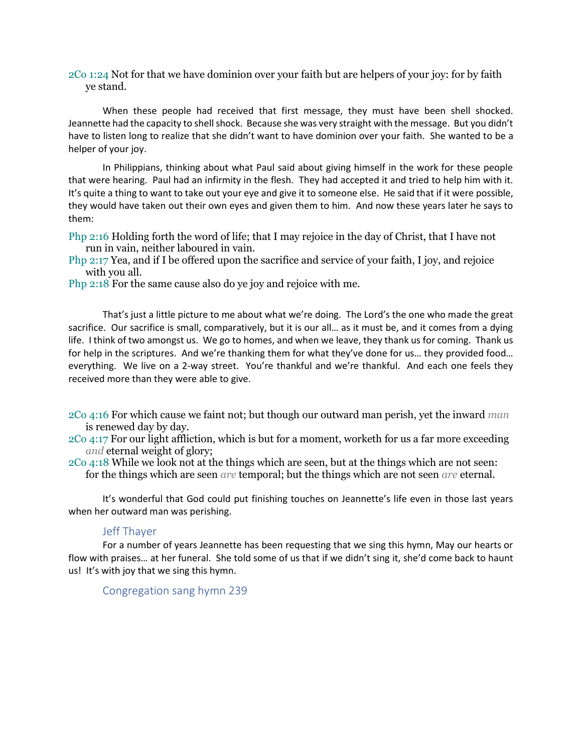2Co 1:24 Not for that we have dominion over your faith but are helpers of your joy: for by faith ye stand.

When these people had received that first message, they must have been shell shocked. Jeannette had the capacity to shell shock. Because she was very straight with the message. But you didn't have to listen long to realize that she didn't want to have dominion over your faith. She wanted to be a helper of your joy.

In Philippians, thinking about what Paul said about giving himself in the work for these people that were hearing. Paul had an infirmity in the flesh. They had accepted it and tried to help him with it. It's quite a thing to want to take out your eye and give it to someone else. He said that if it were possible, they would have taken out their own eyes and given them to him. And now these years later he says to them:

Php 2:16 Holding forth the word of life; that I may rejoice in the day of Christ, that I have not run in vain, neither laboured in vain.
Php 2:17 Yea, and if I be offered upon the sacrifice and service of your faith, I joy, and rejoice with you all.
Php 2:18 For the same cause also do ye joy and rejoice with me.

That's just a little picture to me about what we're doing. The Lord's the one who made the great sacrifice. Our sacrifice is small, comparatively, but it is our all… as it must be, and it comes from a dying life. I think of two amongst us. We go to homes, and when we leave, they thank us for coming. Thank us for help in the scriptures. And we're thanking them for what they've done for us… they provided food… everything. We live on a 2-way street. You're thankful and we're thankful. And each one feels they received more than they were able to give.

2Co 4:16 For which cause we faint not; but though our outward man perish, yet the inward *man* is renewed day by day.
2Co 4:17 For our light affliction, which is but for a moment, worketh for us a far more exceeding *and* eternal weight of glory;
2Co 4:18 While we look not at the things which are seen, but at the things which are not seen: for the things which are seen *are* temporal; but the things which are not seen *are* eternal.

It's wonderful that God could put finishing touches on Jeannette's life even in those last years when her outward man was perishing.

### Jeff Thayer

For a number of years Jeannette has been requesting that we sing this hymn, May our hearts or flow with praises… at her funeral. She told some of us that if we didn't sing it, she'd come back to haunt us! It's with joy that we sing this hymn.

### Congregation sang hymn 239